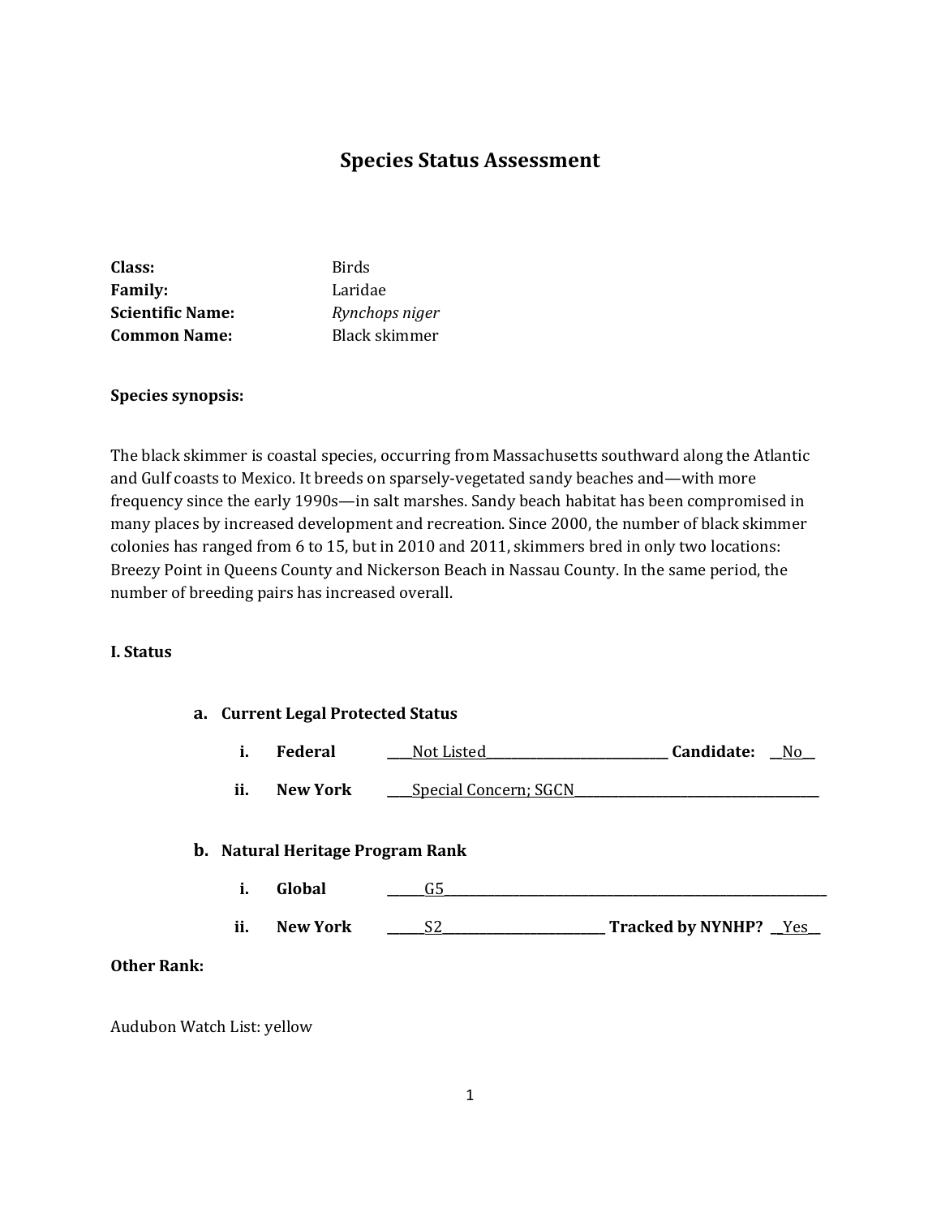# Species Status Assessment

**Class:** Birds
**Family:** Laridae
**Scientific Name:** *Rynchops niger*
**Common Name:** Black skimmer

**Species synopsis:**

The black skimmer is coastal species, occurring from Massachusetts southward along the Atlantic and Gulf coasts to Mexico. It breeds on sparsely-vegetated sandy beaches and—with more frequency since the early 1990s—in salt marshes. Sandy beach habitat has been compromised in many places by increased development and recreation. Since 2000, the number of black skimmer colonies has ranged from 6 to 15, but in 2010 and 2011, skimmers bred in only two locations: Breezy Point in Queens County and Nickerson Beach in Nassau County. In the same period, the number of breeding pairs has increased overall.

## I. Status

### a. Current Legal Protected Status

i. **Federal** Not Listed **Candidate:** No

ii. **New York** Special Concern; SGCN

### b. Natural Heritage Program Rank

i. **Global** G5

ii. **New York** S2 **Tracked by NYNHP?** Yes

**Other Rank:**

Audubon Watch List: yellow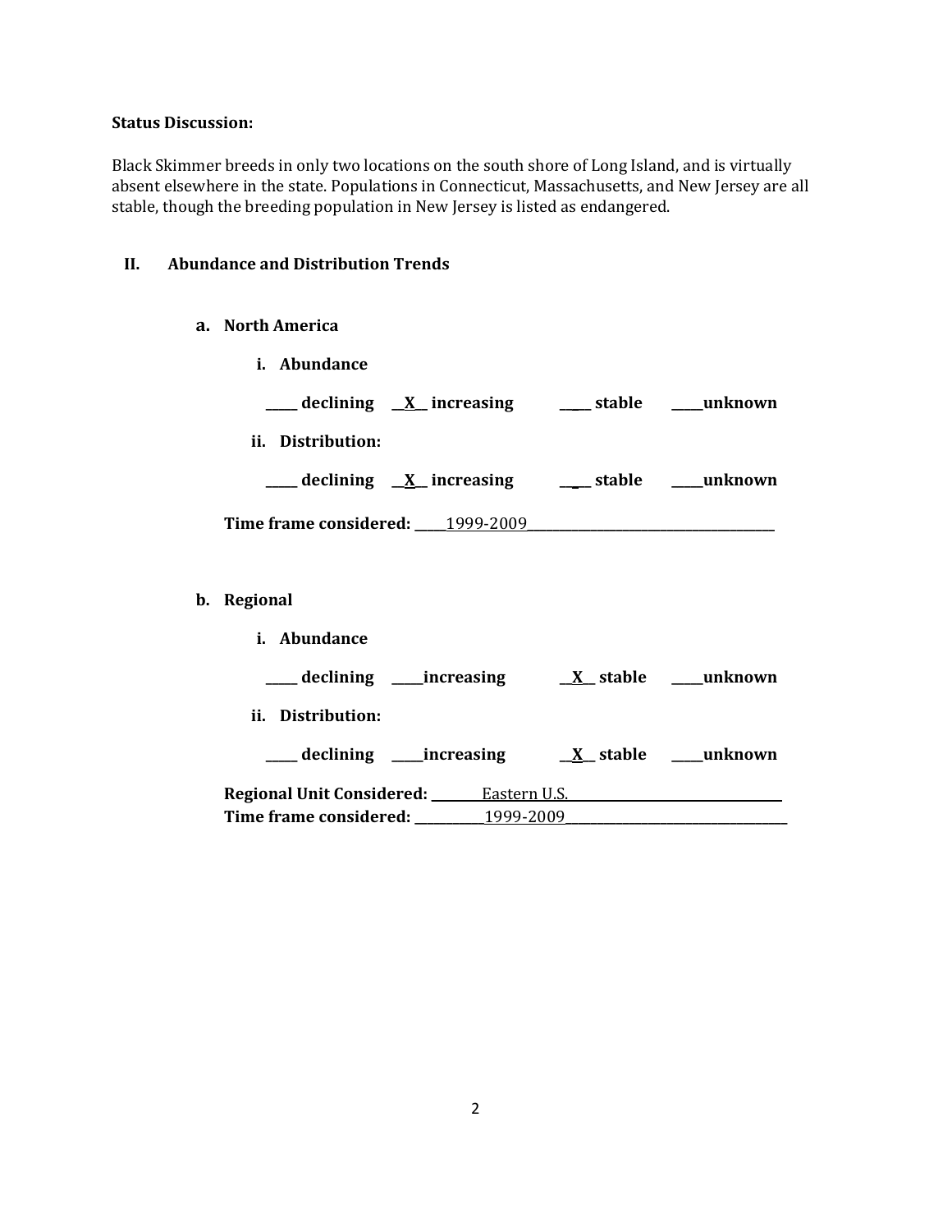**Status Discussion:**

Black Skimmer breeds in only two locations on the south shore of Long Island, and is virtually absent elsewhere in the state. Populations in Connecticut, Massachusetts, and New Jersey are all stable, though the breeding population in New Jersey is listed as endangered.

## II. Abundance and Distribution Trends

### a. North America

**i. Abundance**

**_____ declining __X__ increasing ____ stable _____unknown**

**ii. Distribution:**

**_____ declining __X__ increasing ____ stable _____unknown**

**Time frame considered:** _____1999-2009_____

### b. Regional

**i. Abundance**

**_____ declining _____increasing __X__ stable _____unknown**

**ii. Distribution:**

**_____ declining _____increasing __X__ stable _____unknown**

**Regional Unit Considered:** _____Eastern U.S._____
**Time frame considered:** _____1999-2009_____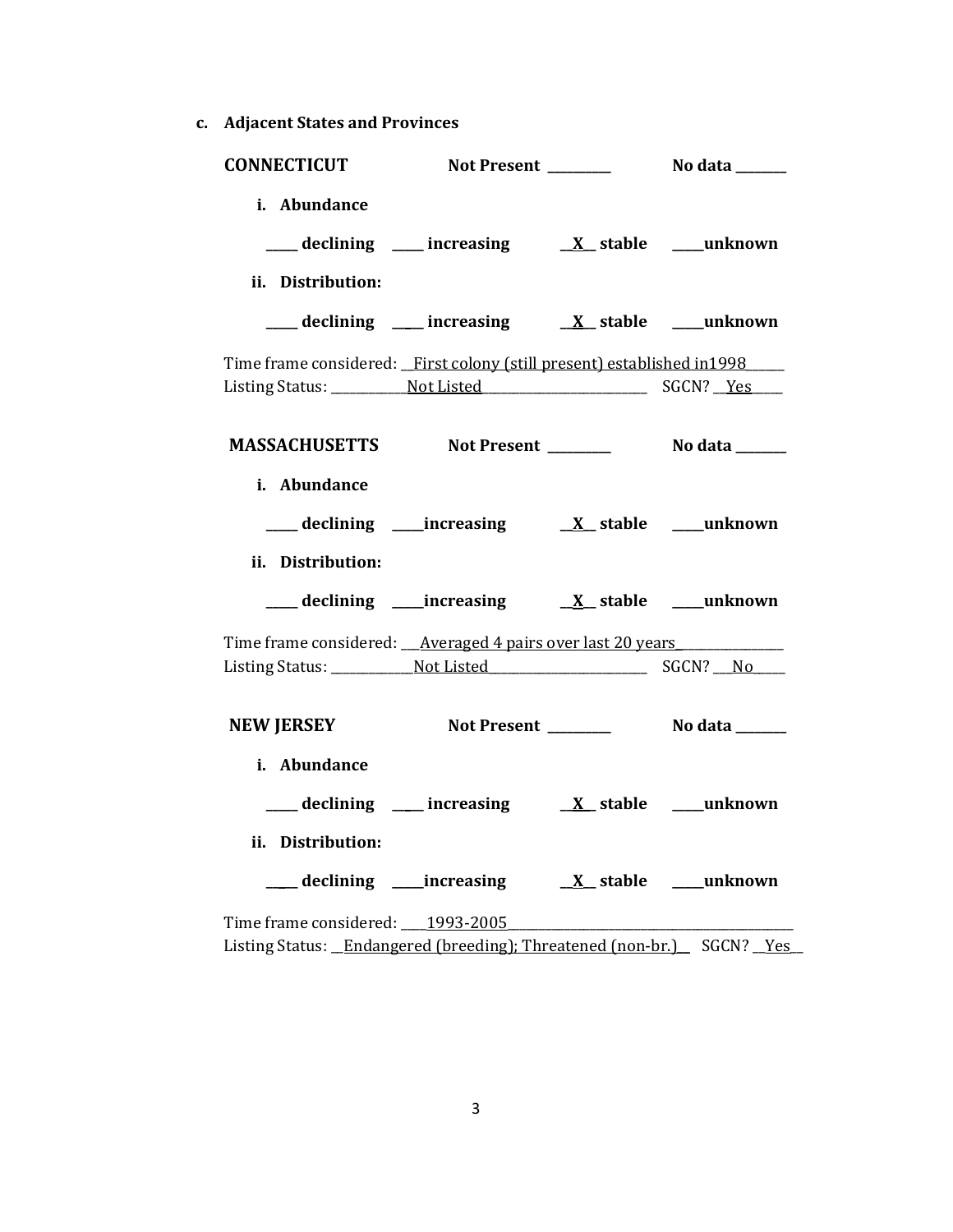**c. Adjacent States and Provinces**

**CONNECTICUT** **Not Present** _________ **No data** _______

**i. Abundance**

_____ **declining** _____ **increasing** __X__ **stable** _____ **unknown**

**ii. Distribution:**

_____ **declining** _____ **increasing** __X__ **stable** _____ **unknown**

Time frame considered: __First colony (still present) established in1998______
Listing Status: ____________Not Listed__________________________ SGCN? __Yes_____

**MASSACHUSETTS** **Not Present** _________ **No data** _______

**i. Abundance**

_____ **declining** _____ **increasing** __X__ **stable** _____ **unknown**

**ii. Distribution:**

_____ **declining** _____ **increasing** __X__ **stable** _____ **unknown**

Time frame considered: ___Averaged 4 pairs over last 20 years_______________
Listing Status: _____________Not Listed________________________ SGCN? ___No_____

**NEW JERSEY** **Not Present** _________ **No data** _______

**i. Abundance**

_____ **declining** _____ **increasing** __X__ **stable** _____ **unknown**

**ii. Distribution:**

_____ **declining** _____ **increasing** __X__ **stable** _____ **unknown**

Time frame considered: ____1993-2005_____________________________________________
Listing Status: __Endangered (breeding); Threatened (non-br.)__ SGCN? __Yes__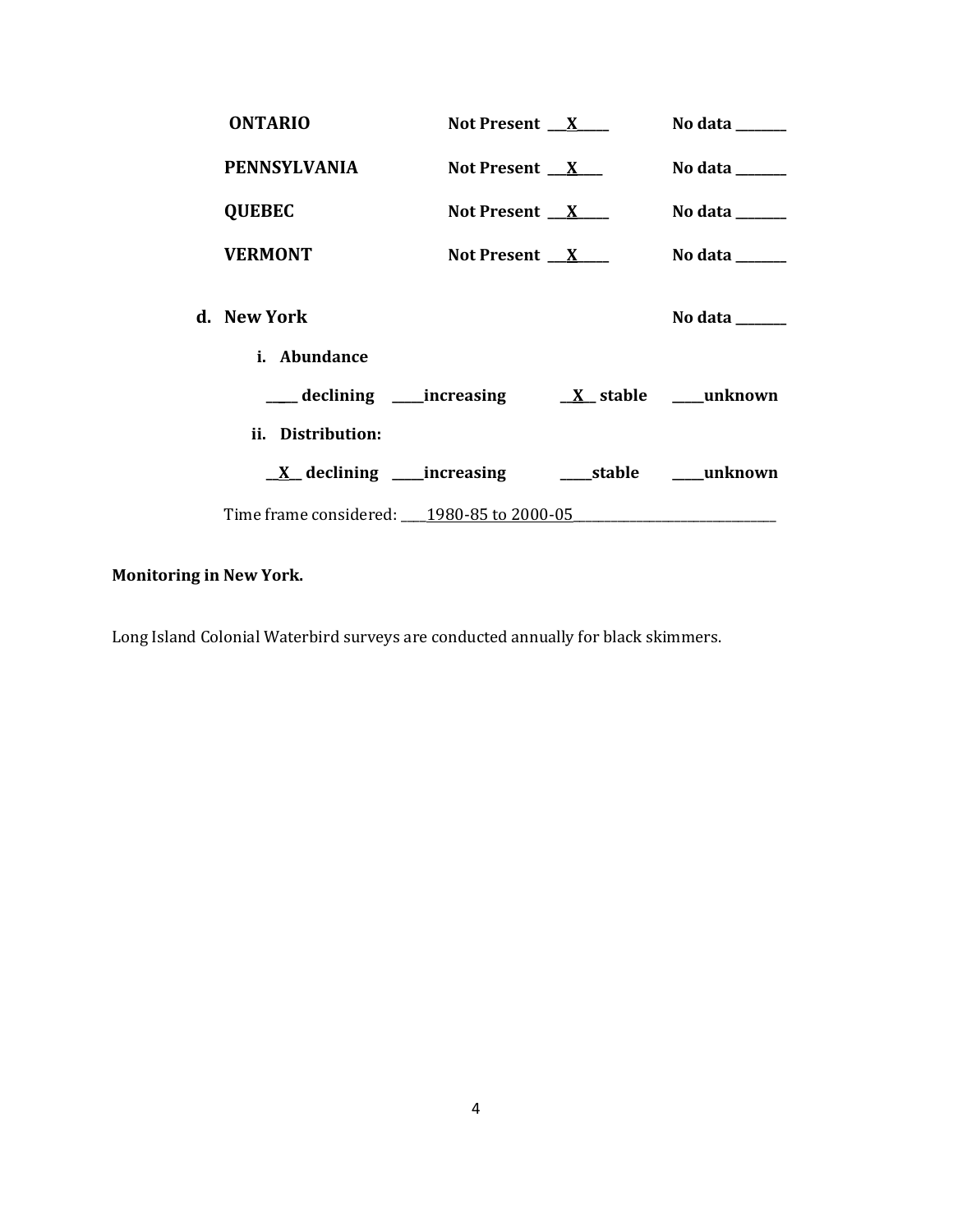**ONTARIO** **Not Present \_\_X\_\_** **No data \_\_\_\_\_\_**

**PENNSYLVANIA** **Not Present \_\_X\_\_** **No data \_\_\_\_\_\_**

**QUEBEC** **Not Present \_\_X\_\_** **No data \_\_\_\_\_\_**

**VERMONT** **Not Present \_\_X\_\_** **No data \_\_\_\_\_\_**

**d. New York** **No data \_\_\_\_\_\_**

**i. Abundance**

**\_\_\_\_ declining \_\_\_\_increasing \_\_X\_\_ stable \_\_\_\_unknown**

**ii. Distribution:**

**\_\_X\_\_ declining \_\_\_\_increasing \_\_\_\_stable \_\_\_\_unknown**

Time frame considered: \_\_\_\_1980-85 to 2000-05\_\_\_\_\_\_\_\_\_\_\_\_\_\_\_\_\_\_\_\_\_\_

**Monitoring in New York.**

Long Island Colonial Waterbird surveys are conducted annually for black skimmers.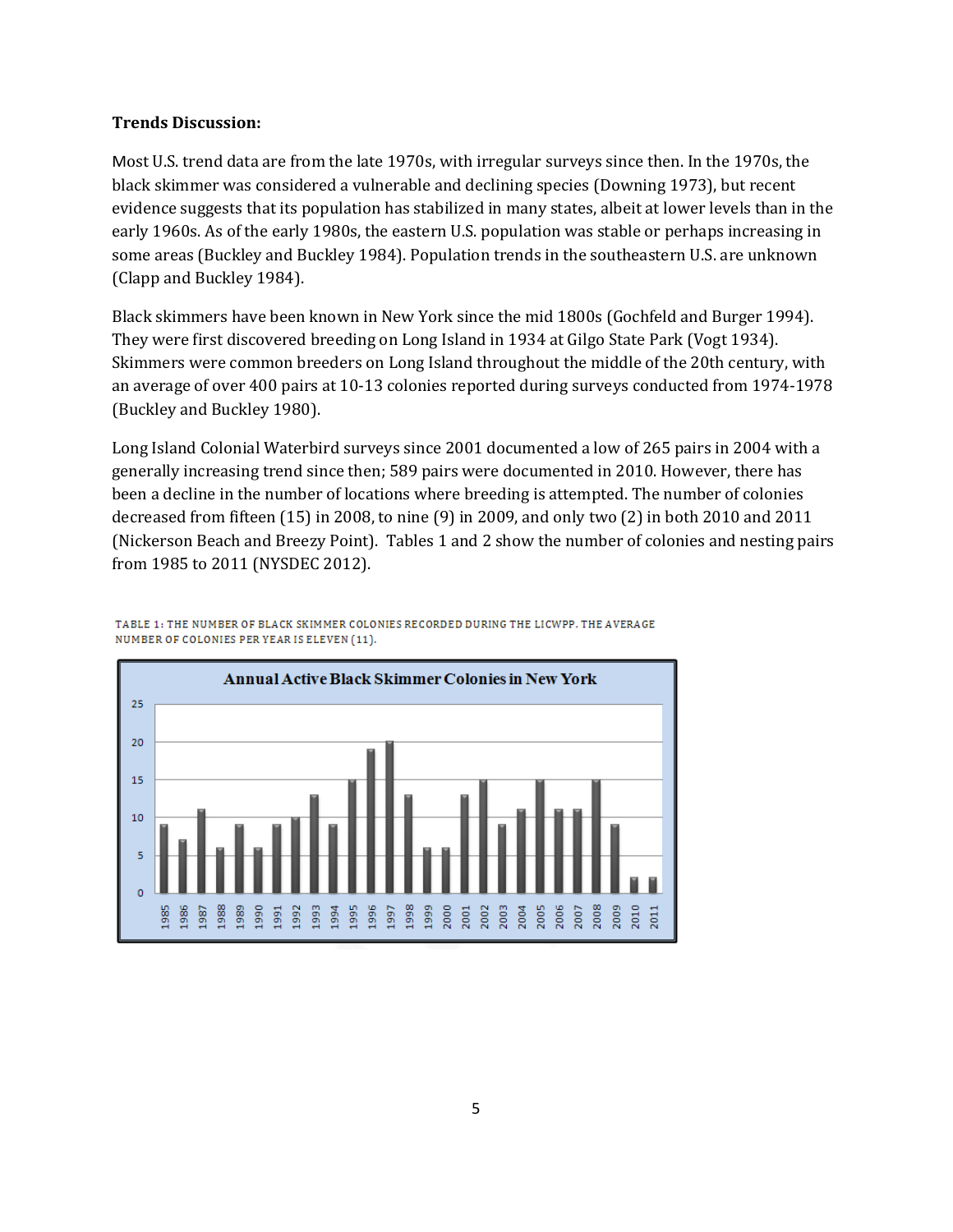**Trends Discussion:**

Most U.S. trend data are from the late 1970s, with irregular surveys since then. In the 1970s, the black skimmer was considered a vulnerable and declining species (Downing 1973), but recent evidence suggests that its population has stabilized in many states, albeit at lower levels than in the early 1960s. As of the early 1980s, the eastern U.S. population was stable or perhaps increasing in some areas (Buckley and Buckley 1984). Population trends in the southeastern U.S. are unknown (Clapp and Buckley 1984).

Black skimmers have been known in New York since the mid 1800s (Gochfeld and Burger 1994). They were first discovered breeding on Long Island in 1934 at Gilgo State Park (Vogt 1934). Skimmers were common breeders on Long Island throughout the middle of the 20th century, with an average of over 400 pairs at 10-13 colonies reported during surveys conducted from 1974-1978 (Buckley and Buckley 1980).

Long Island Colonial Waterbird surveys since 2001 documented a low of 265 pairs in 2004 with a generally increasing trend since then; 589 pairs were documented in 2010. However, there has been a decline in the number of locations where breeding is attempted. The number of colonies decreased from fifteen (15) in 2008, to nine (9) in 2009, and only two (2) in both 2010 and 2011 (Nickerson Beach and Breezy Point). Tables 1 and 2 show the number of colonies and nesting pairs from 1985 to 2011 (NYSDEC 2012).

TABLE 1: THE NUMBER OF BLACK SKIMMER COLONIES RECORDED DURING THE LICWPP. THE AVERAGE NUMBER OF COLONIES PER YEAR IS ELEVEN (11).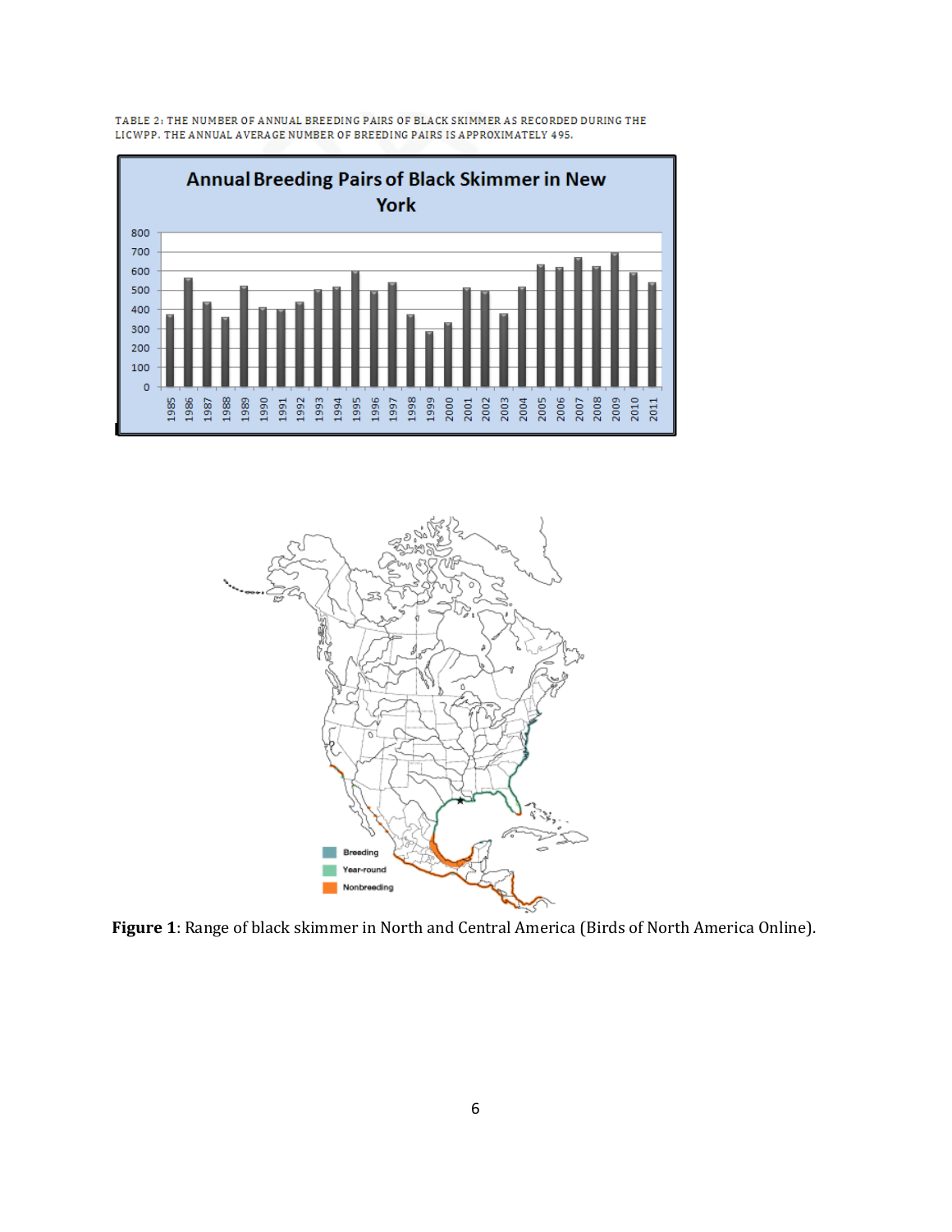TABLE 2: THE NUMBER OF ANNUAL BREEDING PAIRS OF BLACK SKIMMER AS RECORDED DURING THE LICWPP. THE ANNUAL AVERAGE NUMBER OF BREEDING PAIRS IS APPROXIMATELY 495.

**Figure 1**: Range of black skimmer in North and Central America (Birds of North America Online).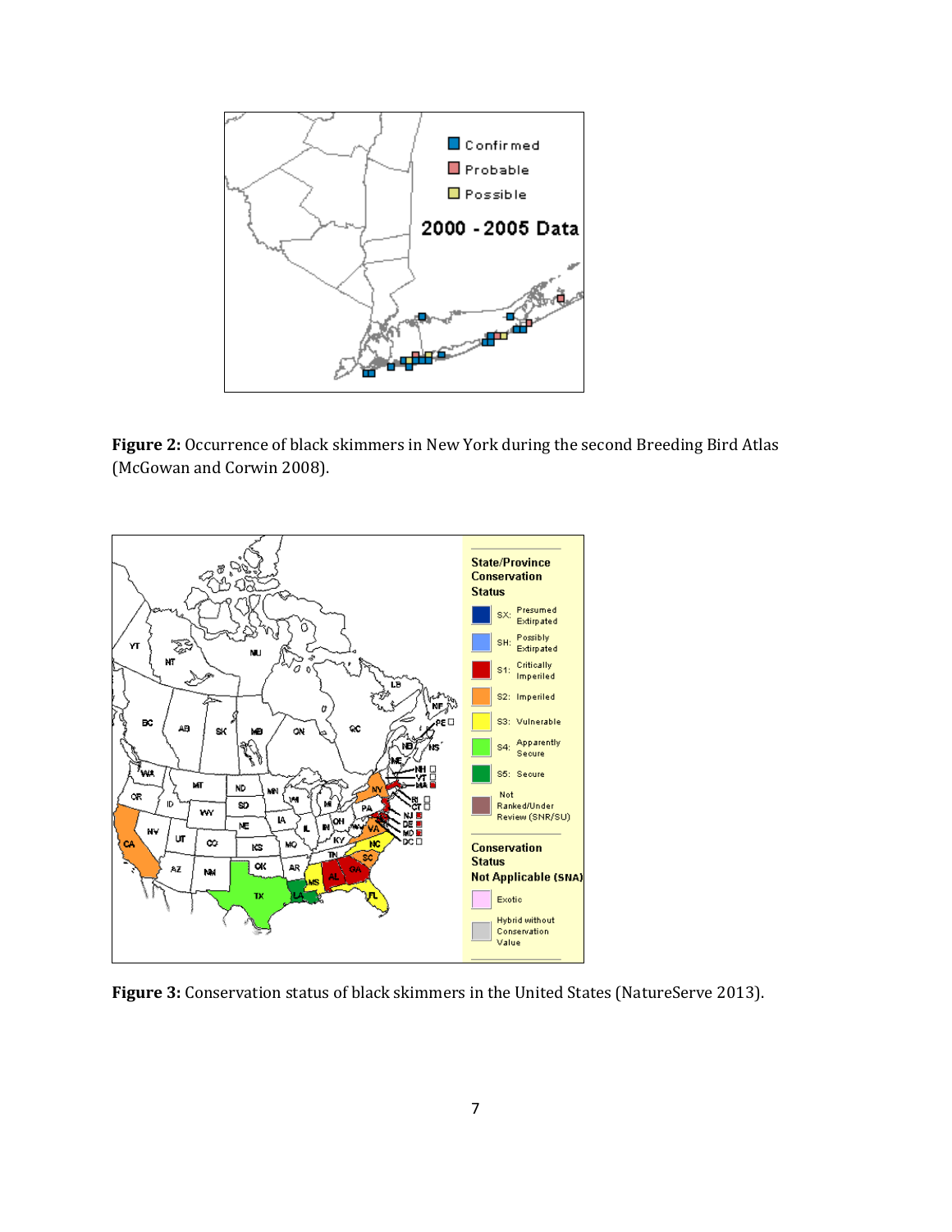**Figure 2:** Occurrence of black skimmers in New York during the second Breeding Bird Atlas (McGowan and Corwin 2008).

**Figure 3:** Conservation status of black skimmers in the United States (NatureServe 2013).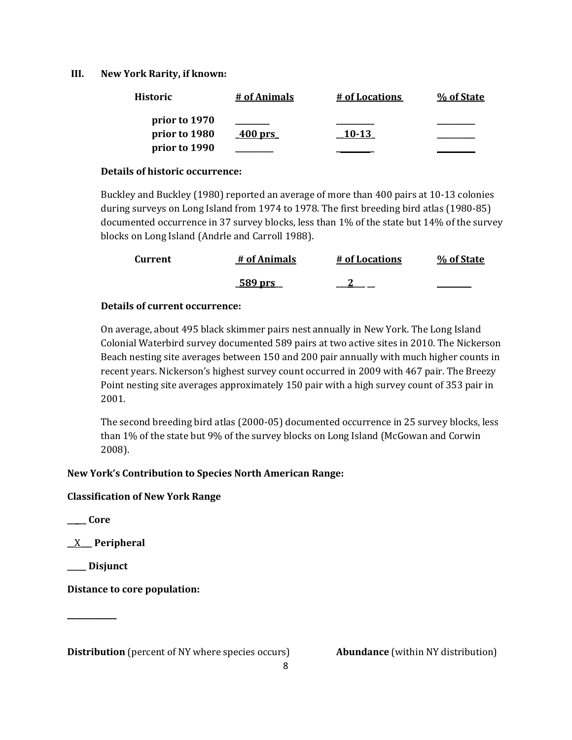## III. New York Rarity, if known:

| Historic | # of Animals | # of Locations | % of State |
|---|---|---|---|
| prior to 1970 | ________ | _________ | _________ |
| prior to 1980 | 400 prs | 10-13 | _________ |
| prior to 1990 | _________ | _________ | _________ |

**Details of historic occurrence:**

Buckley and Buckley (1980) reported an average of more than 400 pairs at 10-13 colonies during surveys on Long Island from 1974 to 1978. The first breeding bird atlas (1980-85) documented occurrence in 37 survey blocks, less than 1% of the state but 14% of the survey blocks on Long Island (Andrle and Carroll 1988).

| Current | # of Animals | # of Locations | % of State |
|---|---|---|---|
| | 589 prs | 2 | ________ |

**Details of current occurrence:**

On average, about 495 black skimmer pairs nest annually in New York. The Long Island Colonial Waterbird survey documented 589 pairs at two active sites in 2010. The Nickerson Beach nesting site averages between 150 and 200 pair annually with much higher counts in recent years. Nickerson's highest survey count occurred in 2009 with 467 pair. The Breezy Point nesting site averages approximately 150 pair with a high survey count of 353 pair in 2001.

The second breeding bird atlas (2000-05) documented occurrence in 25 survey blocks, less than 1% of the state but 9% of the survey blocks on Long Island (McGowan and Corwin 2008).

**New York's Contribution to Species North American Range:**

**Classification of New York Range**

_____ **Core**

__X___ **Peripheral**

_____ **Disjunct**

**Distance to core population:**

____________

**Distribution** (percent of NY where species occurs) **Abundance** (within NY distribution)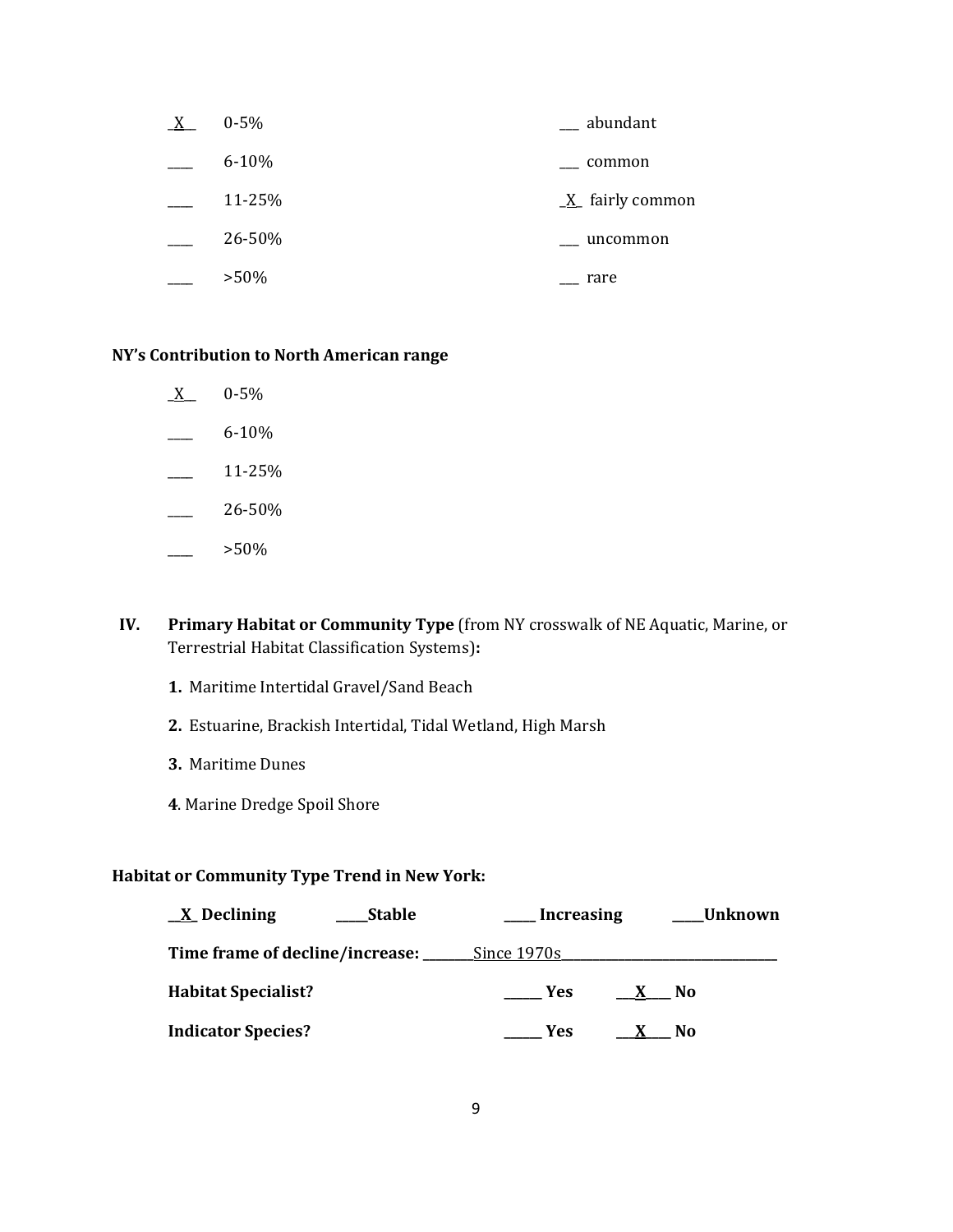_X_ 0-5% ___ abundant

____ 6-10% ___ common

____ 11-25% _X_ fairly common

____ 26-50% ___ uncommon

____ >50% ___ rare

**NY's Contribution to North American range**

_X_ 0-5%

____ 6-10%

____ 11-25%

____ 26-50%

____ >50%

**IV. Primary Habitat or Community Type** (from NY crosswalk of NE Aquatic, Marine, or Terrestrial Habitat Classification Systems)**:**

**1.** Maritime Intertidal Gravel/Sand Beach

**2.** Estuarine, Brackish Intertidal, Tidal Wetland, High Marsh

**3.** Maritime Dunes

**4**. Marine Dredge Spoil Shore

**Habitat or Community Type Trend in New York:**

**\_\_X\_ Declining \_\_\_\_\_Stable \_\_\_\_\_ Increasing \_\_\_\_\_Unknown**

**Time frame of decline/increase:** \_\_\_\_\_\_\_\_Since 1970s\_\_\_\_\_\_\_\_\_\_\_\_\_\_\_\_\_\_\_\_\_\_\_\_\_\_\_\_\_\_\_\_\_\_

**Habitat Specialist? \_\_\_\_\_\_ Yes \_\_\_X\_\_\_\_ No**

**Indicator Species? \_\_\_\_\_\_ Yes \_\_\_X\_\_\_\_ No**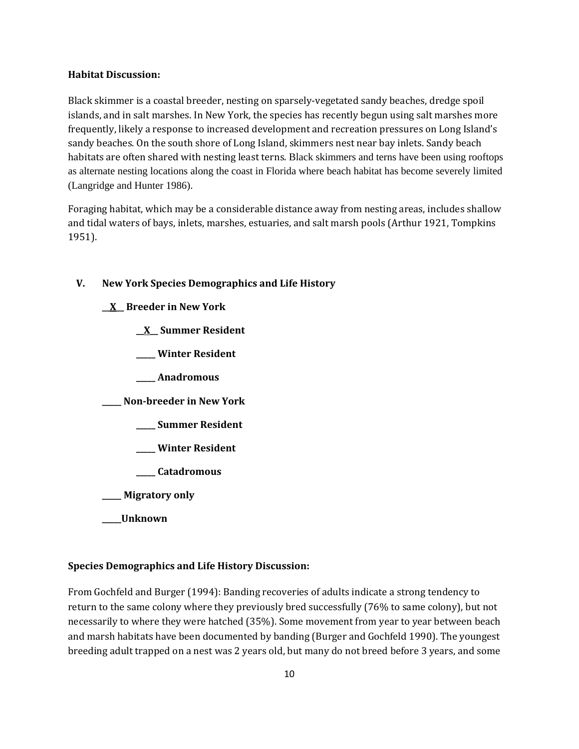**Habitat Discussion:**

Black skimmer is a coastal breeder, nesting on sparsely-vegetated sandy beaches, dredge spoil islands, and in salt marshes. In New York, the species has recently begun using salt marshes more frequently, likely a response to increased development and recreation pressures on Long Island's sandy beaches. On the south shore of Long Island, skimmers nest near bay inlets. Sandy beach habitats are often shared with nesting least terns. Black skimmers and terns have been using rooftops as alternate nesting locations along the coast in Florida where beach habitat has become severely limited (Langridge and Hunter 1986).

Foraging habitat, which may be a considerable distance away from nesting areas, includes shallow and tidal waters of bays, inlets, marshes, estuaries, and salt marsh pools (Arthur 1921, Tompkins 1951).

## V. New York Species Demographics and Life History

__X__ **Breeder in New York**

- __X__ **Summer Resident**
- _____ **Winter Resident**
- _____ **Anadromous**

_____ **Non-breeder in New York**

- _____ **Summer Resident**
- _____ **Winter Resident**
- _____ **Catadromous**

_____ **Migratory only**

_____ **Unknown**

**Species Demographics and Life History Discussion:**

From Gochfeld and Burger (1994): Banding recoveries of adults indicate a strong tendency to return to the same colony where they previously bred successfully (76% to same colony), but not necessarily to where they were hatched (35%). Some movement from year to year between beach and marsh habitats have been documented by banding (Burger and Gochfeld 1990). The youngest breeding adult trapped on a nest was 2 years old, but many do not breed before 3 years, and some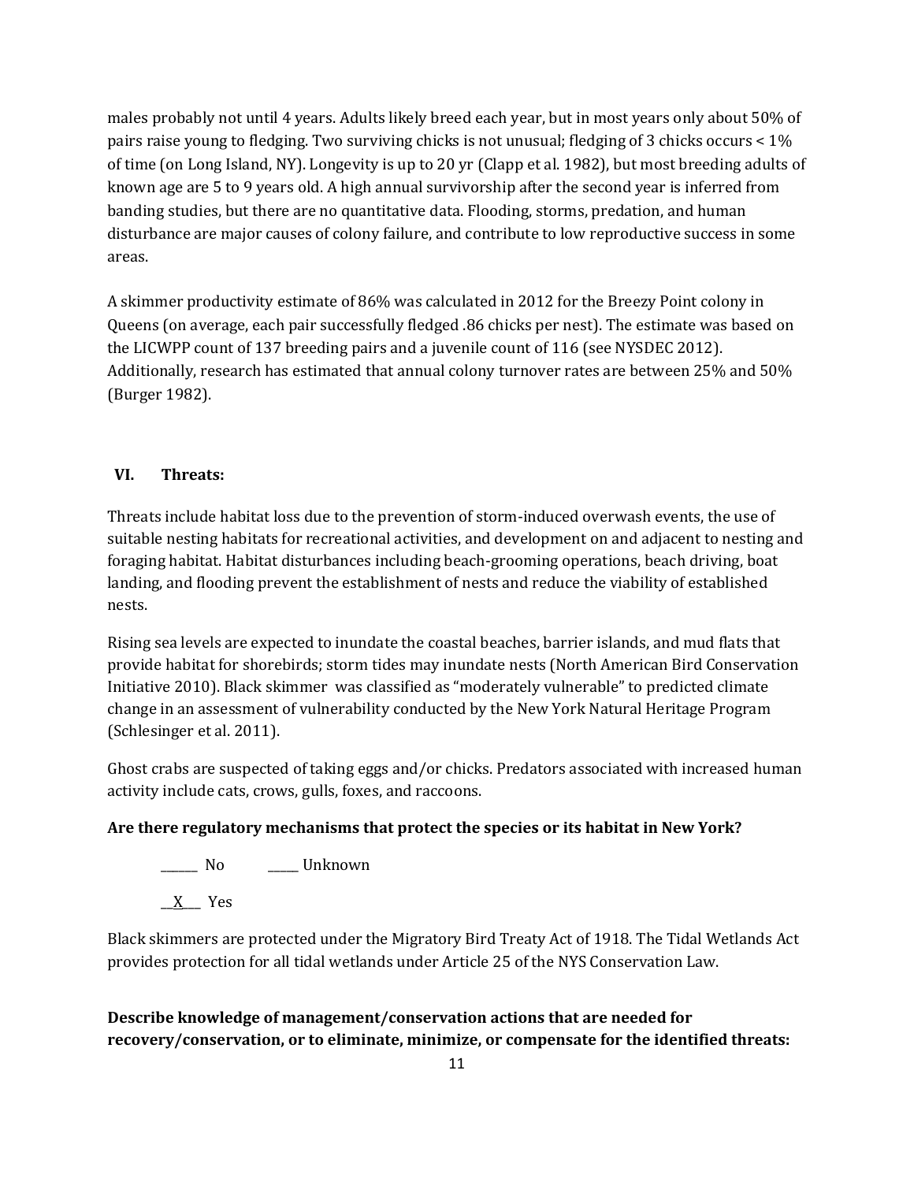males probably not until 4 years. Adults likely breed each year, but in most years only about 50% of pairs raise young to fledging. Two surviving chicks is not unusual; fledging of 3 chicks occurs < 1% of time (on Long Island, NY). Longevity is up to 20 yr (Clapp et al. 1982), but most breeding adults of known age are 5 to 9 years old. A high annual survivorship after the second year is inferred from banding studies, but there are no quantitative data. Flooding, storms, predation, and human disturbance are major causes of colony failure, and contribute to low reproductive success in some areas.

A skimmer productivity estimate of 86% was calculated in 2012 for the Breezy Point colony in Queens (on average, each pair successfully fledged .86 chicks per nest). The estimate was based on the LICWPP count of 137 breeding pairs and a juvenile count of 116 (see NYSDEC 2012). Additionally, research has estimated that annual colony turnover rates are between 25% and 50% (Burger 1982).

## VI. Threats:

Threats include habitat loss due to the prevention of storm-induced overwash events, the use of suitable nesting habitats for recreational activities, and development on and adjacent to nesting and foraging habitat. Habitat disturbances including beach-grooming operations, beach driving, boat landing, and flooding prevent the establishment of nests and reduce the viability of established nests.

Rising sea levels are expected to inundate the coastal beaches, barrier islands, and mud flats that provide habitat for shorebirds; storm tides may inundate nests (North American Bird Conservation Initiative 2010). Black skimmer was classified as "moderately vulnerable" to predicted climate change in an assessment of vulnerability conducted by the New York Natural Heritage Program (Schlesinger et al. 2011).

Ghost crabs are suspected of taking eggs and/or chicks. Predators associated with increased human activity include cats, crows, gulls, foxes, and raccoons.

**Are there regulatory mechanisms that protect the species or its habitat in New York?**

______ No          _____ Unknown

__X___ Yes

Black skimmers are protected under the Migratory Bird Treaty Act of 1918. The Tidal Wetlands Act provides protection for all tidal wetlands under Article 25 of the NYS Conservation Law.

**Describe knowledge of management/conservation actions that are needed for recovery/conservation, or to eliminate, minimize, or compensate for the identified threats:**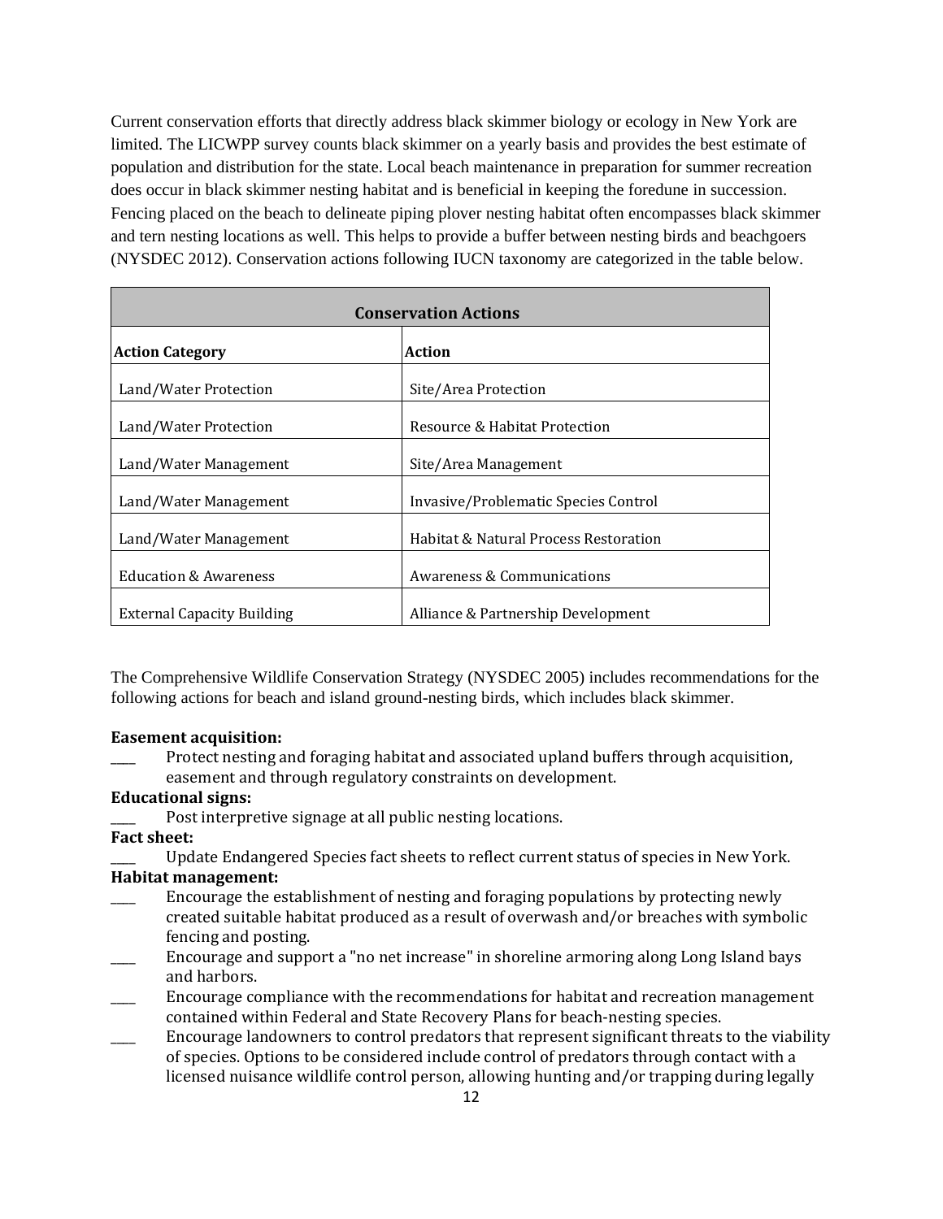Current conservation efforts that directly address black skimmer biology or ecology in New York are limited. The LICWPP survey counts black skimmer on a yearly basis and provides the best estimate of population and distribution for the state. Local beach maintenance in preparation for summer recreation does occur in black skimmer nesting habitat and is beneficial in keeping the foredune in succession. Fencing placed on the beach to delineate piping plover nesting habitat often encompasses black skimmer and tern nesting locations as well. This helps to provide a buffer between nesting birds and beachgoers (NYSDEC 2012). Conservation actions following IUCN taxonomy are categorized in the table below.

| **Conservation Actions** | |
|---|---|
| **Action Category** | **Action** |
| Land/Water Protection | Site/Area Protection |
| Land/Water Protection | Resource & Habitat Protection |
| Land/Water Management | Site/Area Management |
| Land/Water Management | Invasive/Problematic Species Control |
| Land/Water Management | Habitat & Natural Process Restoration |
| Education & Awareness | Awareness & Communications |
| External Capacity Building | Alliance & Partnership Development |

The Comprehensive Wildlife Conservation Strategy (NYSDEC 2005) includes recommendations for the following actions for beach and island ground-nesting birds, which includes black skimmer.

**Easement acquisition:**

____ Protect nesting and foraging habitat and associated upland buffers through acquisition, easement and through regulatory constraints on development.

**Educational signs:**

____ Post interpretive signage at all public nesting locations.

**Fact sheet:**

____ Update Endangered Species fact sheets to reflect current status of species in New York.

**Habitat management:**

____ Encourage the establishment of nesting and foraging populations by protecting newly created suitable habitat produced as a result of overwash and/or breaches with symbolic fencing and posting.

____ Encourage and support a "no net increase" in shoreline armoring along Long Island bays and harbors.

____ Encourage compliance with the recommendations for habitat and recreation management contained within Federal and State Recovery Plans for beach-nesting species.

____ Encourage landowners to control predators that represent significant threats to the viability of species. Options to be considered include control of predators through contact with a licensed nuisance wildlife control person, allowing hunting and/or trapping during legally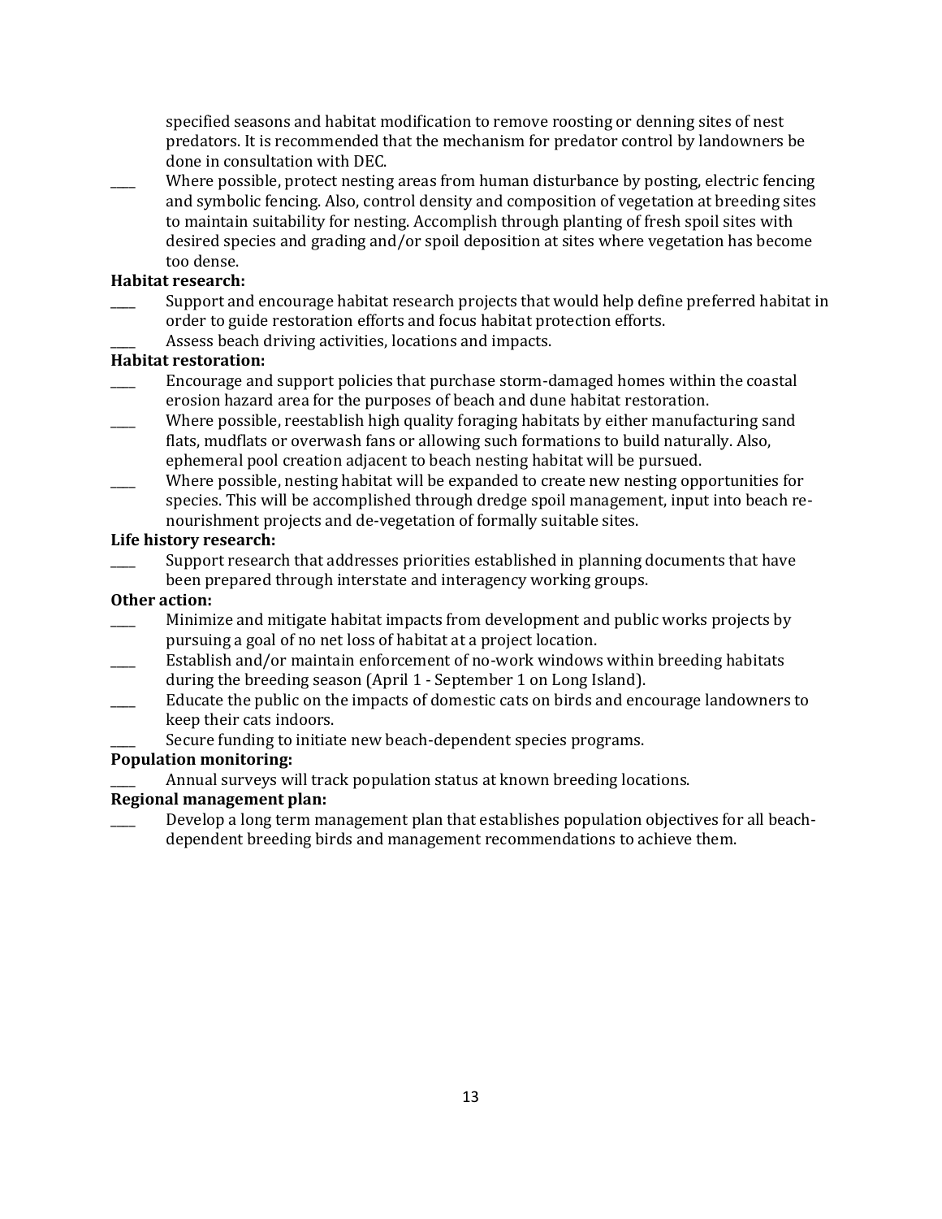specified seasons and habitat modification to remove roosting or denning sites of nest predators. It is recommended that the mechanism for predator control by landowners be done in consultation with DEC.

____ Where possible, protect nesting areas from human disturbance by posting, electric fencing and symbolic fencing. Also, control density and composition of vegetation at breeding sites to maintain suitability for nesting. Accomplish through planting of fresh spoil sites with desired species and grading and/or spoil deposition at sites where vegetation has become too dense.

**Habitat research:**

____ Support and encourage habitat research projects that would help define preferred habitat in order to guide restoration efforts and focus habitat protection efforts.

____ Assess beach driving activities, locations and impacts.

**Habitat restoration:**

____ Encourage and support policies that purchase storm-damaged homes within the coastal erosion hazard area for the purposes of beach and dune habitat restoration.

____ Where possible, reestablish high quality foraging habitats by either manufacturing sand flats, mudflats or overwash fans or allowing such formations to build naturally. Also, ephemeral pool creation adjacent to beach nesting habitat will be pursued.

____ Where possible, nesting habitat will be expanded to create new nesting opportunities for species. This will be accomplished through dredge spoil management, input into beach re-nourishment projects and de-vegetation of formally suitable sites.

**Life history research:**

____ Support research that addresses priorities established in planning documents that have been prepared through interstate and interagency working groups.

**Other action:**

____ Minimize and mitigate habitat impacts from development and public works projects by pursuing a goal of no net loss of habitat at a project location.

____ Establish and/or maintain enforcement of no-work windows within breeding habitats during the breeding season (April 1 - September 1 on Long Island).

____ Educate the public on the impacts of domestic cats on birds and encourage landowners to keep their cats indoors.

____ Secure funding to initiate new beach-dependent species programs.

**Population monitoring:**

____ Annual surveys will track population status at known breeding locations.

**Regional management plan:**

____ Develop a long term management plan that establishes population objectives for all beach-dependent breeding birds and management recommendations to achieve them.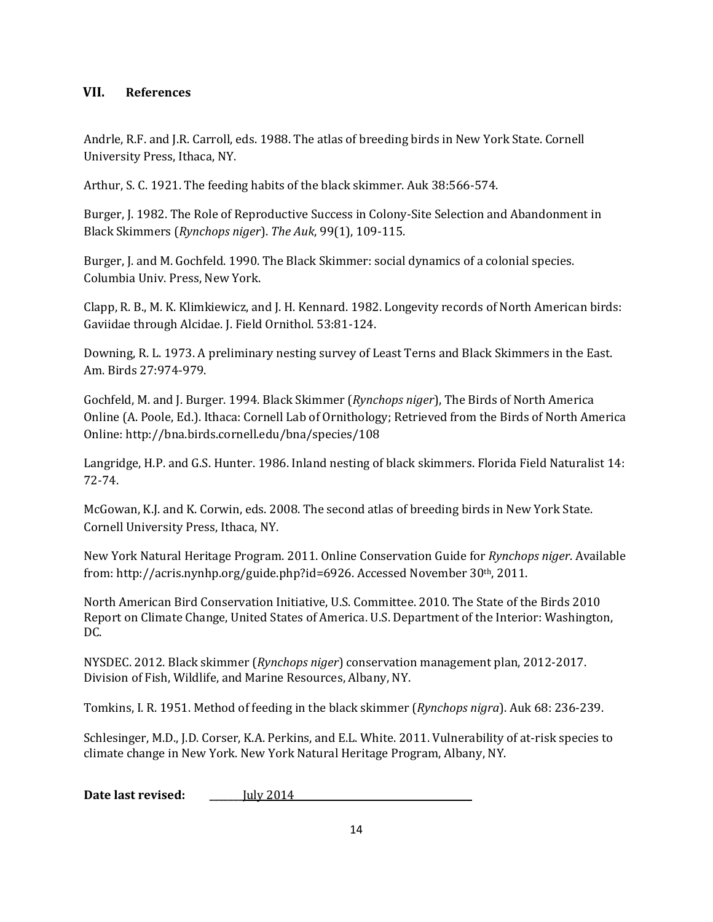## VII. References

Andrle, R.F. and J.R. Carroll, eds. 1988. The atlas of breeding birds in New York State. Cornell University Press, Ithaca, NY.

Arthur, S. C. 1921. The feeding habits of the black skimmer. Auk 38:566-574.

Burger, J. 1982. The Role of Reproductive Success in Colony-Site Selection and Abandonment in Black Skimmers (*Rynchops niger*). *The Auk*, 99(1), 109-115.

Burger, J. and M. Gochfeld. 1990. The Black Skimmer: social dynamics of a colonial species. Columbia Univ. Press, New York.

Clapp, R. B., M. K. Klimkiewicz, and J. H. Kennard. 1982. Longevity records of North American birds: Gaviidae through Alcidae. J. Field Ornithol. 53:81-124.

Downing, R. L. 1973. A preliminary nesting survey of Least Terns and Black Skimmers in the East. Am. Birds 27:974-979.

Gochfeld, M. and J. Burger. 1994. Black Skimmer (*Rynchops niger*), The Birds of North America Online (A. Poole, Ed.). Ithaca: Cornell Lab of Ornithology; Retrieved from the Birds of North America Online: http://bna.birds.cornell.edu/bna/species/108

Langridge, H.P. and G.S. Hunter. 1986. Inland nesting of black skimmers. Florida Field Naturalist 14: 72-74.

McGowan, K.J. and K. Corwin, eds. 2008. The second atlas of breeding birds in New York State. Cornell University Press, Ithaca, NY.

New York Natural Heritage Program. 2011. Online Conservation Guide for *Rynchops niger*. Available from: http://acris.nynhp.org/guide.php?id=6926. Accessed November 30th, 2011.

North American Bird Conservation Initiative, U.S. Committee. 2010. The State of the Birds 2010 Report on Climate Change, United States of America. U.S. Department of the Interior: Washington, DC.

NYSDEC. 2012. Black skimmer (*Rynchops niger*) conservation management plan, 2012-2017. Division of Fish, Wildlife, and Marine Resources, Albany, NY.

Tomkins, I. R. 1951. Method of feeding in the black skimmer (*Rynchops nigra*). Auk 68: 236-239.

Schlesinger, M.D., J.D. Corser, K.A. Perkins, and E.L. White. 2011. Vulnerability of at-risk species to climate change in New York. New York Natural Heritage Program, Albany, NY.

**Date last revised:** July 2014